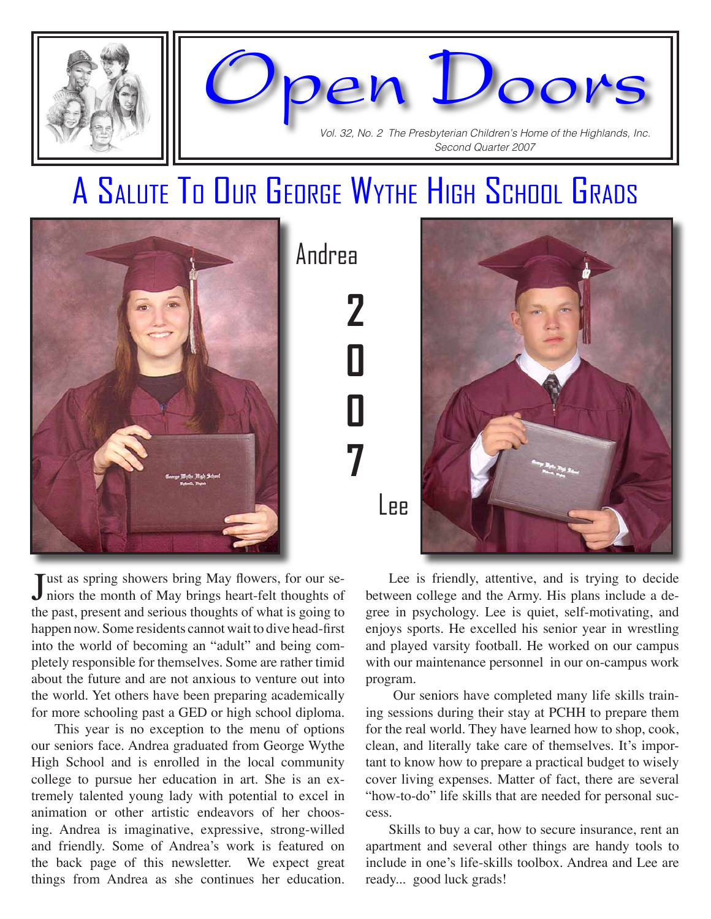# Open Doors

*Vol. 32, No. 2 The Presbyterian Children's Home of the Highlands, Inc.*
*Second Quarter 2007*

## A Salute To Our George Wythe High School Grads

Andrea

2007

Lee

Just as spring showers bring May flowers, for our seniors the month of May brings heart-felt thoughts of the past, present and serious thoughts of what is going to happen now. Some residents cannot wait to dive head-first into the world of becoming an "adult" and being completely responsible for themselves. Some are rather timid about the future and are not anxious to venture out into the world. Yet others have been preparing academically for more schooling past a GED or high school diploma.

This year is no exception to the menu of options our seniors face. Andrea graduated from George Wythe High School and is enrolled in the local community college to pursue her education in art. She is an extremely talented young lady with potential to excel in animation or other artistic endeavors of her choosing. Andrea is imaginative, expressive, strong-willed and friendly. Some of Andrea's work is featured on the back page of this newsletter. We expect great things from Andrea as she continues her education.

Lee is friendly, attentive, and is trying to decide between college and the Army. His plans include a degree in psychology. Lee is quiet, self-motivating, and enjoys sports. He excelled his senior year in wrestling and played varsity football. He worked on our campus with our maintenance personnel in our on-campus work program.

Our seniors have completed many life skills training sessions during their stay at PCHH to prepare them for the real world. They have learned how to shop, cook, clean, and literally take care of themselves. It's important to know how to prepare a practical budget to wisely cover living expenses. Matter of fact, there are several "how-to-do" life skills that are needed for personal success.

Skills to buy a car, how to secure insurance, rent an apartment and several other things are handy tools to include in one's life-skills toolbox. Andrea and Lee are ready... good luck grads!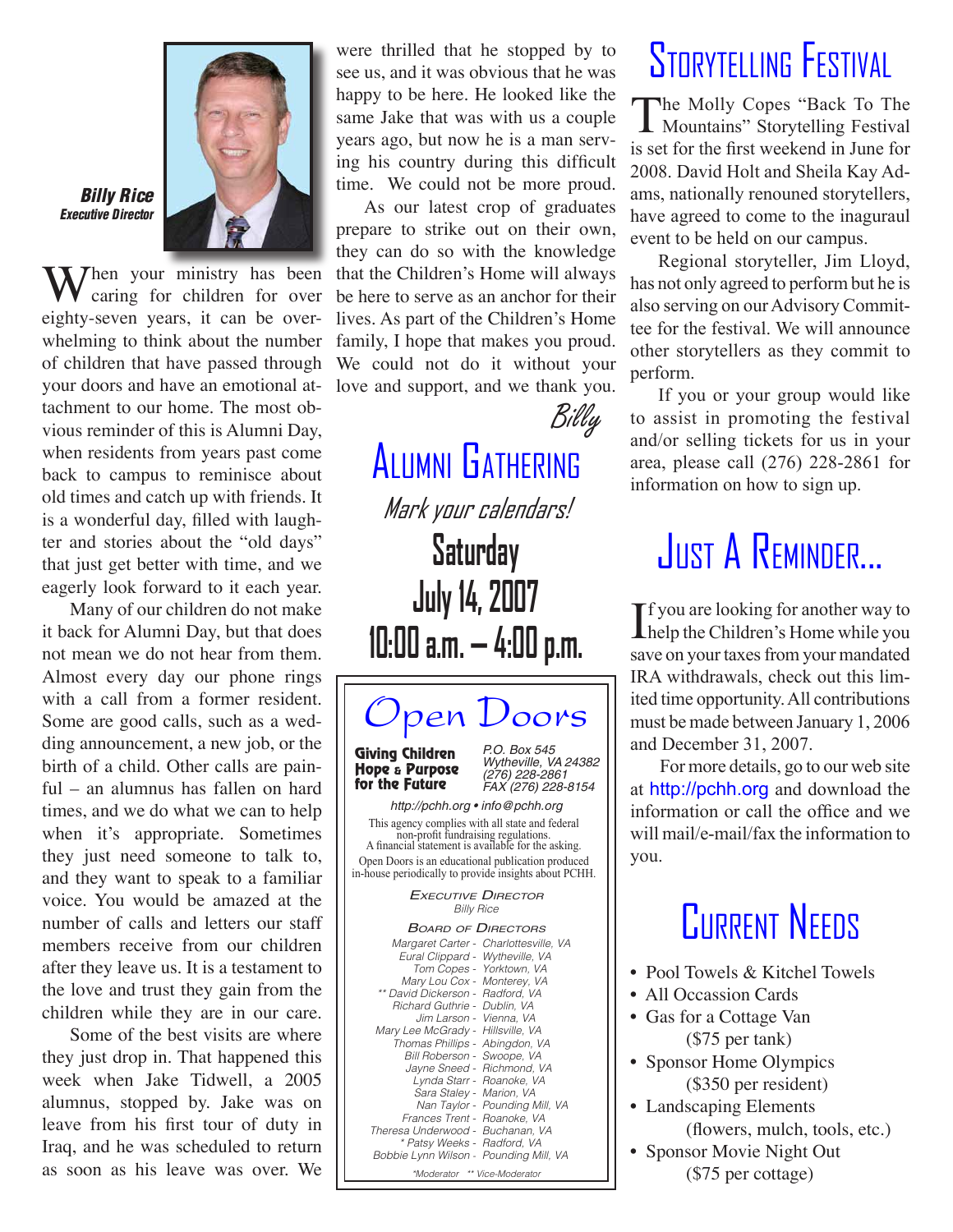**Billy Rice**
*Executive Director*

When your ministry has been caring for children for over eighty-seven years, it can be overwhelming to think about the number of children that have passed through your doors and have an emotional attachment to our home. The most obvious reminder of this is Alumni Day, when residents from years past come back to campus to reminisce about old times and catch up with friends. It is a wonderful day, filled with laughter and stories about the "old days" that just get better with time, and we eagerly look forward to it each year.

Many of our children do not make it back for Alumni Day, but that does not mean we do not hear from them. Almost every day our phone rings with a call from a former resident. Some are good calls, such as a wedding announcement, a new job, or the birth of a child. Other calls are painful – an alumnus has fallen on hard times, and we do what we can to help when it's appropriate. Sometimes they just need someone to talk to, and they want to speak to a familiar voice. You would be amazed at the number of calls and letters our staff members receive from our children after they leave us. It is a testament to the love and trust they gain from the children while they are in our care.

Some of the best visits are where they just drop in. That happened this week when Jake Tidwell, a 2005 alumnus, stopped by. Jake was on leave from his first tour of duty in Iraq, and he was scheduled to return as soon as his leave was over. We were thrilled that he stopped by to see us, and it was obvious that he was happy to be here. He looked like the same Jake that was with us a couple years ago, but now he is a man serving his country during this difficult time. We could not be more proud.

As our latest crop of graduates prepare to strike out on their own, they can do so with the knowledge that the Children's Home will always be here to serve as an anchor for their lives. As part of the Children's Home family, I hope that makes you proud. We could not do it without your love and support, and we thank you.

*Billy*

# Alumni Gathering

*Mark your calendars!*

**Saturday**
**July 14, 2007**
**10:00 a.m. – 4:00 p.m.**

# Open Doors

**Giving Children Hope & Purpose for the Future**

*P.O. Box 545*
*Wytheville, VA 24382*
*(276) 228-2861*
*FAX (276) 228-8154*

*http://pchh.org • info@pchh.org*

This agency complies with all state and federal non-profit fundraising regulations. A financial statement is available for the asking.

Open Doors is an educational publication produced in-house periodically to provide insights about PCHH.

*Executive Director*
*Billy Rice*

*Board of Directors*
*Margaret Carter - Charlottesville, VA*
*Eural Clippard - Wytheville, VA*
*Tom Copes - Yorktown, VA*
*Mary Lou Cox - Monterey, VA*
*** David Dickerson - Radford, VA*
*Richard Guthrie - Dublin, VA*
*Jim Larson - Vienna, VA*
*Mary Lee McGrady - Hillsville, VA*
*Thomas Phillips - Abingdon, VA*
*Bill Roberson - Swoope, VA*
*Jayne Sneed - Richmond, VA*
*Lynda Starr - Roanoke, VA*
*Sara Staley - Marion, VA*
*Nan Taylor - Pounding Mill, VA*
*Frances Trent - Roanoke, VA*
*Theresa Underwood - Buchanan, VA*
** Patsy Weeks - Radford, VA*
*Bobbie Lynn Wilson - Pounding Mill, VA*

**Moderator ** Vice-Moderator*

# Storytelling Festival

The Molly Copes "Back To The Mountains" Storytelling Festival is set for the first weekend in June for 2008. David Holt and Sheila Kay Adams, nationally renouned storytellers, have agreed to come to the inaguraul event to be held on our campus.

Regional storyteller, Jim Lloyd, has not only agreed to perform but he is also serving on our Advisory Committee for the festival. We will announce other storytellers as they commit to perform.

If you or your group would like to assist in promoting the festival and/or selling tickets for us in your area, please call (276) 228-2861 for information on how to sign up.

# Just A Reminder...

If you are looking for another way to help the Children's Home while you save on your taxes from your mandated IRA withdrawals, check out this limited time opportunity. All contributions must be made between January 1, 2006 and December 31, 2007.

For more details, go to our web site at http://pchh.org and download the information or call the office and we will mail/e-mail/fax the information to you.

# Current Needs

- Pool Towels & Kitchel Towels
- All Occassion Cards
- Gas for a Cottage Van
  ($75 per tank)
- Sponsor Home Olympics
  ($350 per resident)
- Landscaping Elements
  (flowers, mulch, tools, etc.)
- Sponsor Movie Night Out
  ($75 per cottage)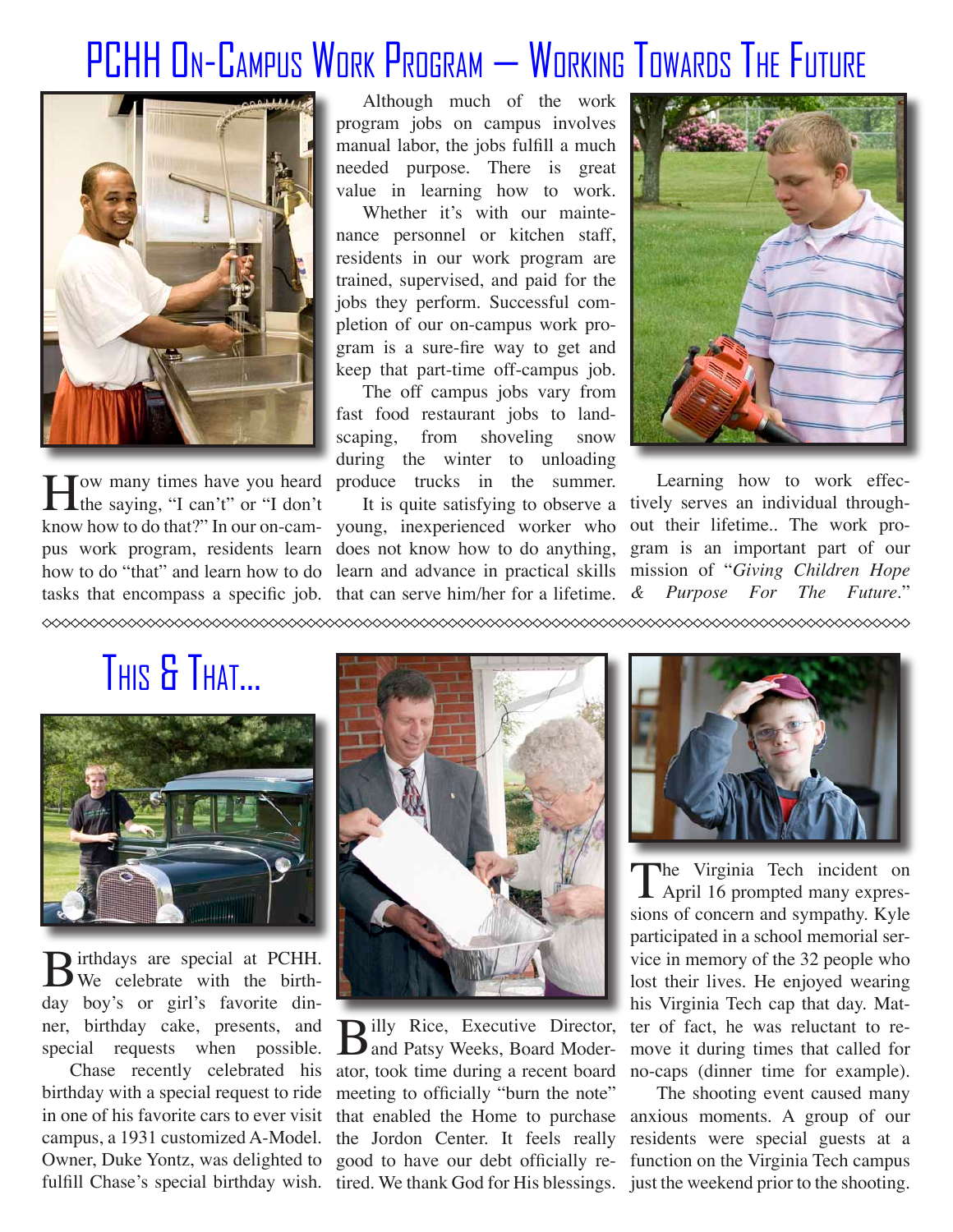# PCHH On-Campus Work Program – Working Towards The Future

How many times have you heard the saying, "I can't" or "I don't know how to do that?" In our on-campus work program, residents learn how to do "that" and learn how to do tasks that encompass a specific job.

Although much of the work program jobs on campus involves manual labor, the jobs fulfill a much needed purpose. There is great value in learning how to work.

Whether it's with our maintenance personnel or kitchen staff, residents in our work program are trained, supervised, and paid for the jobs they perform. Successful completion of our on-campus work program is a sure-fire way to get and keep that part-time off-campus job.

The off campus jobs vary from fast food restaurant jobs to landscaping, from shoveling snow during the winter to unloading produce trucks in the summer.

It is quite satisfying to observe a young, inexperienced worker who does not know how to do anything, learn and advance in practical skills that can serve him/her for a lifetime.

Learning how to work effectively serves an individual throughout their lifetime.. The work program is an important part of our mission of "*Giving Children Hope & Purpose For The Future*."

# This & That...

Birthdays are special at PCHH. We celebrate with the birthday boy's or girl's favorite dinner, birthday cake, presents, and special requests when possible.

Chase recently celebrated his birthday with a special request to ride in one of his favorite cars to ever visit campus, a 1931 customized A-Model. Owner, Duke Yontz, was delighted to fulfill Chase's special birthday wish.

Billy Rice, Executive Director, and Patsy Weeks, Board Moderator, took time during a recent board meeting to officially "burn the note" that enabled the Home to purchase the Jordon Center. It feels really good to have our debt officially retired. We thank God for His blessings.

The Virginia Tech incident on April 16 prompted many expressions of concern and sympathy. Kyle participated in a school memorial service in memory of the 32 people who lost their lives. He enjoyed wearing his Virginia Tech cap that day. Matter of fact, he was reluctant to remove it during times that called for no-caps (dinner time for example).

The shooting event caused many anxious moments. A group of our residents were special guests at a function on the Virginia Tech campus just the weekend prior to the shooting.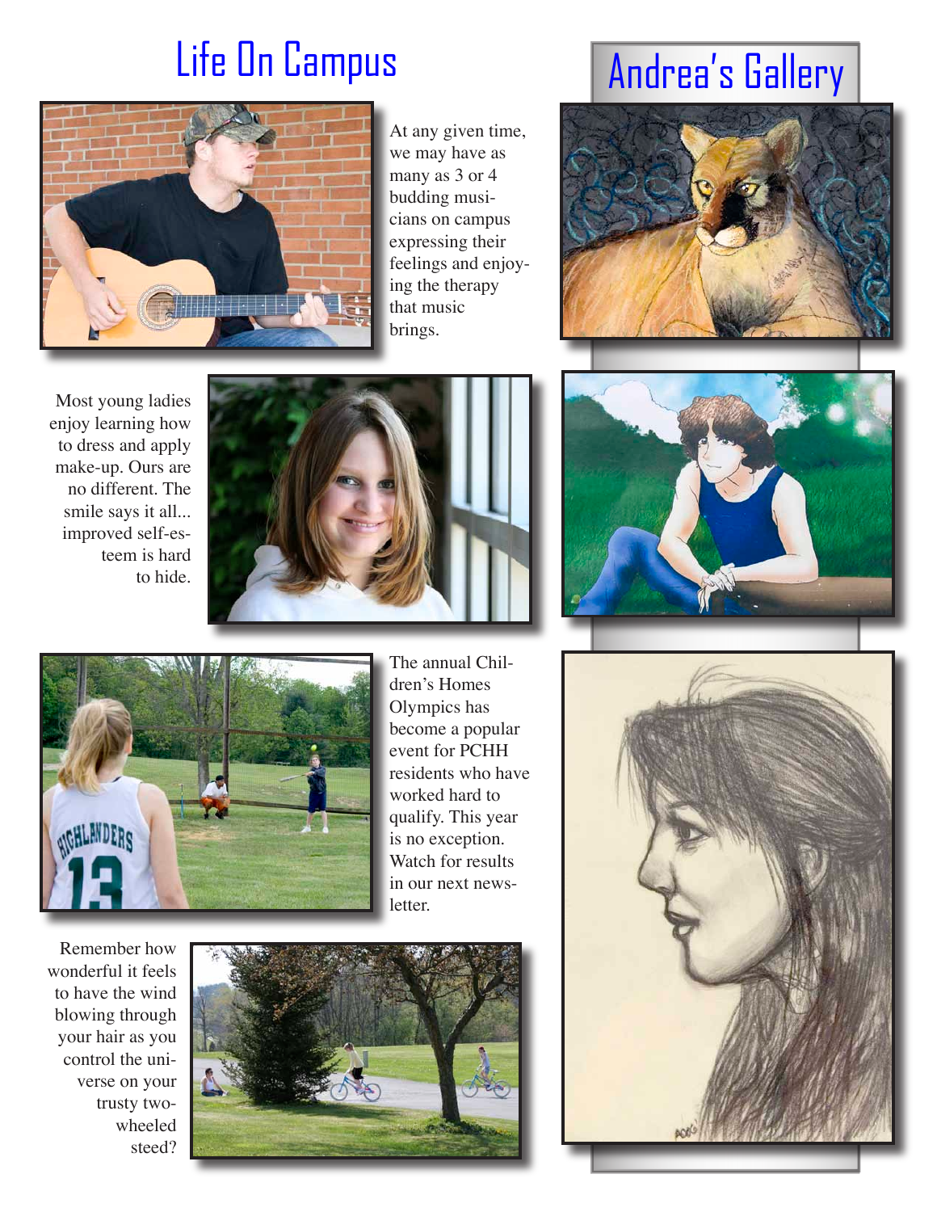# Life On Campus

At any given time, we may have as many as 3 or 4 budding musicians on campus expressing their feelings and enjoying the therapy that music brings.

Most young ladies enjoy learning how to dress and apply make-up. Ours are no different. The smile says it all... improved self-esteem is hard to hide.

The annual Children's Homes Olympics has become a popular event for PCHH residents who have worked hard to qualify. This year is no exception. Watch for results in our next newsletter.

Remember how wonderful it feels to have the wind blowing through your hair as you control the universe on your trusty two-wheeled steed?

# Andrea's Gallery